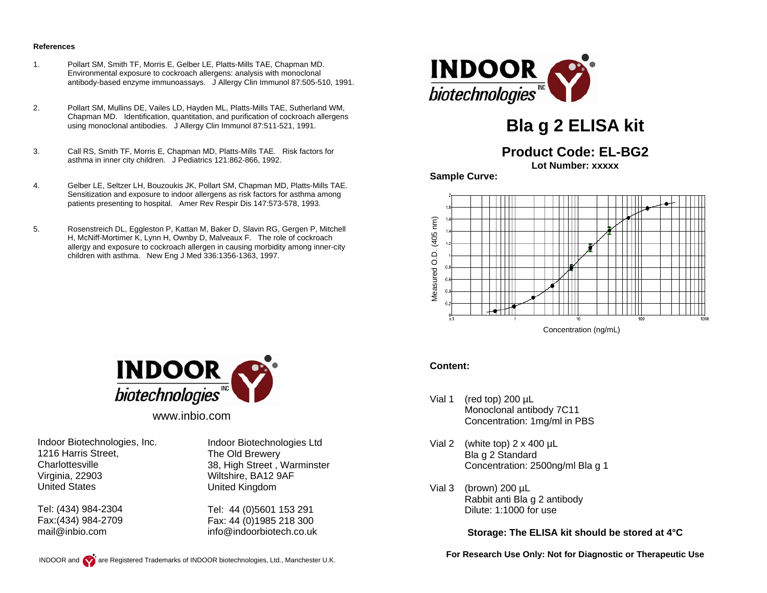### References

1. Pollart SM, Smith TF, Morris E, Gelber LE, Platts-Mills TAE, Chapman MD. Environmental exposure to cockroach allergens: analysis with monoclonal antibody-based enzyme immunoassays. J Allergy Clin Immunol 87:505-510, 1991.

2. Pollart SM, Mullins DE, Vailes LD, Hayden ML, Platts-Mills TAE, Sutherland WM, Chapman MD. Identification, quantitation, and purification of cockroach allergens using monoclonal antibodies. J Allergy Clin Immunol 87:511-521, 1991.

3. Call RS, Smith TF, Morris E, Chapman MD, Platts-Mills TAE. Risk factors for asthma in inner city children. J Pediatrics 121:862-866, 1992.

4. Gelber LE, Seltzer LH, Bouzoukis JK, Pollart SM, Chapman MD, Platts-Mills TAE. Sensitization and exposure to indoor allergens as risk factors for asthma among patients presenting to hospital. Amer Rev Respir Dis 147:573-578, 1993.

5. Rosenstreich DL, Eggleston P, Kattan M, Baker D, Slavin RG, Gergen P, Mitchell H, McNiff-Mortimer K, Lynn H, Ownby D, Malveaux F. The role of cockroach allergy and exposure to cockroach allergen in causing morbidity among inner-city children with asthma. New Eng J Med 336:1356-1363, 1997.

INDOOR biotechnologies INC

www.inbio.com

Indoor Biotechnologies, Inc.
1216 Harris Street,
Charlottesville
Virginia, 22903
United States

Tel: (434) 984-2304
Fax:(434) 984-2709
mail@inbio.com

Indoor Biotechnologies Ltd
The Old Brewery
38, High Street , Warminster
Wiltshire, BA12 9AF
United Kingdom

Tel: 44 (0)5601 153 291
Fax: 44 (0)1985 218 300
info@indoorbiotech.co.uk

INDOOR and [logo] are Registered Trademarks of INDOOR biotechnologies, Ltd., Manchester U.K.

INDOOR biotechnologies INC

# Bla g 2 ELISA kit

## Product Code: EL-BG2

**Lot Number: xxxxx**

**Sample Curve:**

Measured O.D. (405 nm) vs. Concentration (ng/mL)

**Content:**

Vial 1 (red top) 200 µL
Monoclonal antibody 7C11
Concentration: 1mg/ml in PBS

Vial 2 (white top) 2 x 400 µL
Bla g 2 Standard
Concentration: 2500ng/ml Bla g 1

Vial 3 (brown) 200 µL
Rabbit anti Bla g 2 antibody
Dilute: 1:1000 for use

**Storage: The ELISA kit should be stored at 4°C**

**For Research Use Only: Not for Diagnostic or Therapeutic Use**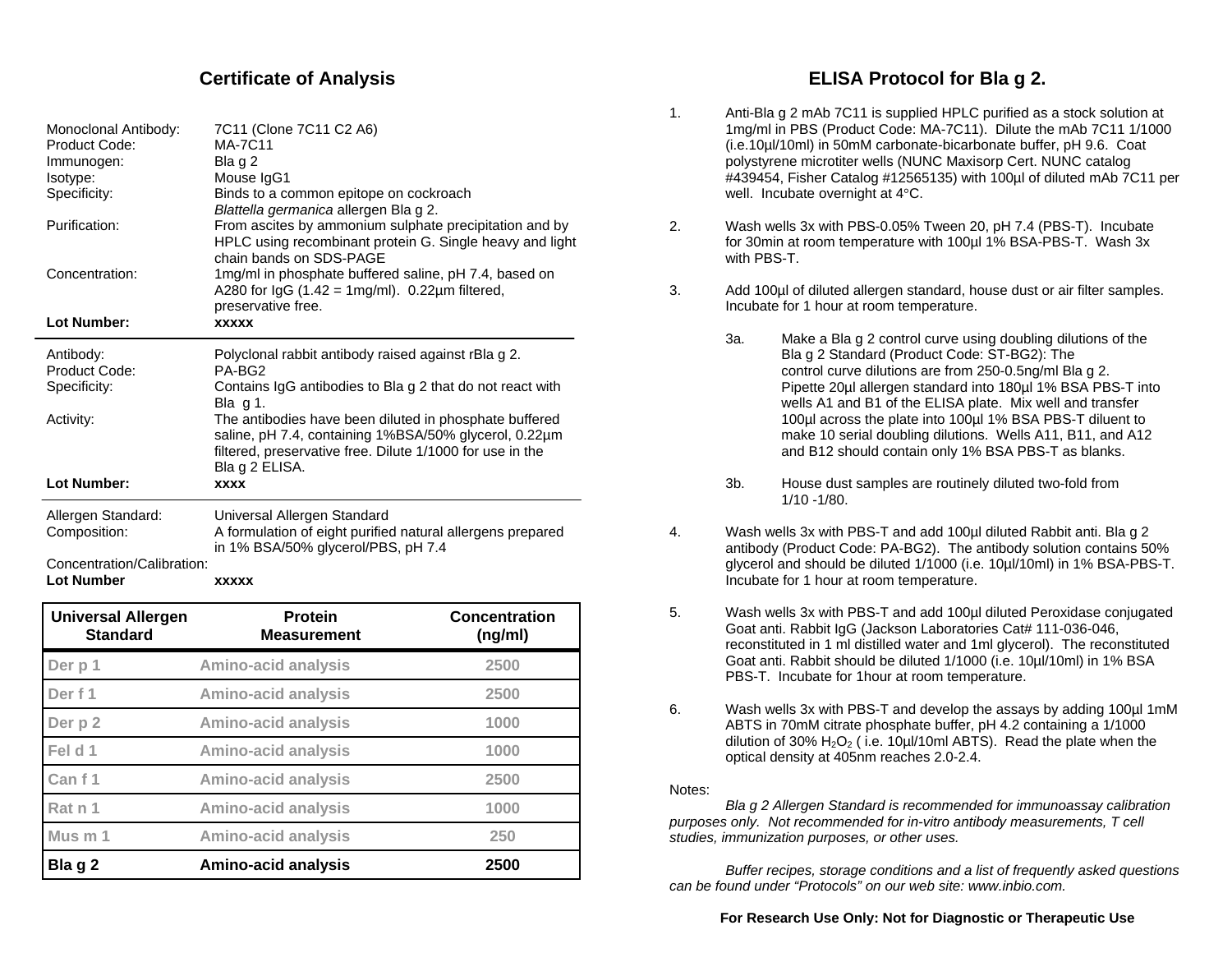## Certificate of Analysis

Monoclonal Antibody: 7C11 (Clone 7C11 C2 A6)
Product Code: MA-7C11
Immunogen: Bla g 2
Isotype: Mouse IgG1
Specificity: Binds to a common epitope on cockroach *Blattella germanica* allergen Bla g 2.
Purification: From ascites by ammonium sulphate precipitation and by HPLC using recombinant protein G. Single heavy and light chain bands on SDS-PAGE
Concentration: 1mg/ml in phosphate buffered saline, pH 7.4, based on A280 for IgG (1.42 = 1mg/ml). 0.22µm filtered, preservative free.
**Lot Number:** **xxxxx**

---

Antibody: Polyclonal rabbit antibody raised against rBla g 2.
Product Code: PA-BG2
Specificity: Contains IgG antibodies to Bla g 2 that do not react with Bla g 1.
Activity: The antibodies have been diluted in phosphate buffered saline, pH 7.4, containing 1%BSA/50% glycerol, 0.22µm filtered, preservative free. Dilute 1/1000 for use in the Bla g 2 ELISA.
**Lot Number:** **xxxx**

---

Allergen Standard: Universal Allergen Standard
Composition: A formulation of eight purified natural allergens prepared in 1% BSA/50% glycerol/PBS, pH 7.4
Concentration/Calibration:
**Lot Number** **xxxxx**

| Universal Allergen Standard | Protein Measurement | Concentration (ng/ml) |
|---|---|---|
| Der p 1 | Amino-acid analysis | 2500 |
| Der f 1 | Amino-acid analysis | 2500 |
| Der p 2 | Amino-acid analysis | 1000 |
| Fel d 1 | Amino-acid analysis | 1000 |
| Can f 1 | Amino-acid analysis | 2500 |
| Rat n 1 | Amino-acid analysis | 1000 |
| Mus m 1 | Amino-acid analysis | 250 |
| **Bla g 2** | **Amino-acid analysis** | **2500** |

## ELISA Protocol for Bla g 2.

1. Anti-Bla g 2 mAb 7C11 is supplied HPLC purified as a stock solution at 1mg/ml in PBS (Product Code: MA-7C11). Dilute the mAb 7C11 1/1000 (i.e.10µl/10ml) in 50mM carbonate-bicarbonate buffer, pH 9.6. Coat polystyrene microtiter wells (NUNC Maxisorp Cert. NUNC catalog #439454, Fisher Catalog #12565135) with 100µl of diluted mAb 7C11 per well. Incubate overnight at 4°C.

2. Wash wells 3x with PBS-0.05% Tween 20, pH 7.4 (PBS-T). Incubate for 30min at room temperature with 100µl 1% BSA-PBS-T. Wash 3x with PBS-T.

3. Add 100µl of diluted allergen standard, house dust or air filter samples. Incubate for 1 hour at room temperature.

   3a. Make a Bla g 2 control curve using doubling dilutions of the Bla g 2 Standard (Product Code: ST-BG2): The control curve dilutions are from 250-0.5ng/ml Bla g 2. Pipette 20µl allergen standard into 180µl 1% BSA PBS-T into wells A1 and B1 of the ELISA plate. Mix well and transfer 100µl across the plate into 100µl 1% BSA PBS-T diluent to make 10 serial doubling dilutions. Wells A11, B11, and A12 and B12 should contain only 1% BSA PBS-T as blanks.

   3b. House dust samples are routinely diluted two-fold from 1/10 -1/80.

4. Wash wells 3x with PBS-T and add 100µl diluted Rabbit anti. Bla g 2 antibody (Product Code: PA-BG2). The antibody solution contains 50% glycerol and should be diluted 1/1000 (i.e. 10µl/10ml) in 1% BSA-PBS-T. Incubate for 1 hour at room temperature.

5. Wash wells 3x with PBS-T and add 100µl diluted Peroxidase conjugated Goat anti. Rabbit IgG (Jackson Laboratories Cat# 111-036-046, reconstituted in 1 ml distilled water and 1ml glycerol). The reconstituted Goat anti. Rabbit should be diluted 1/1000 (i.e. 10µl/10ml) in 1% BSA PBS-T. Incubate for 1hour at room temperature.

6. Wash wells 3x with PBS-T and develop the assays by adding 100µl 1mM ABTS in 70mM citrate phosphate buffer, pH 4.2 containing a 1/1000 dilution of 30% $H_2O_2$ ( i.e. 10µl/10ml ABTS). Read the plate when the optical density at 405nm reaches 2.0-2.4.

Notes:

*Bla g 2 Allergen Standard is recommended for immunoassay calibration purposes only. Not recommended for in-vitro antibody measurements, T cell studies, immunization purposes, or other uses.*

*Buffer recipes, storage conditions and a list of frequently asked questions can be found under "Protocols" on our web site: www.inbio.com.*

**For Research Use Only: Not for Diagnostic or Therapeutic Use**